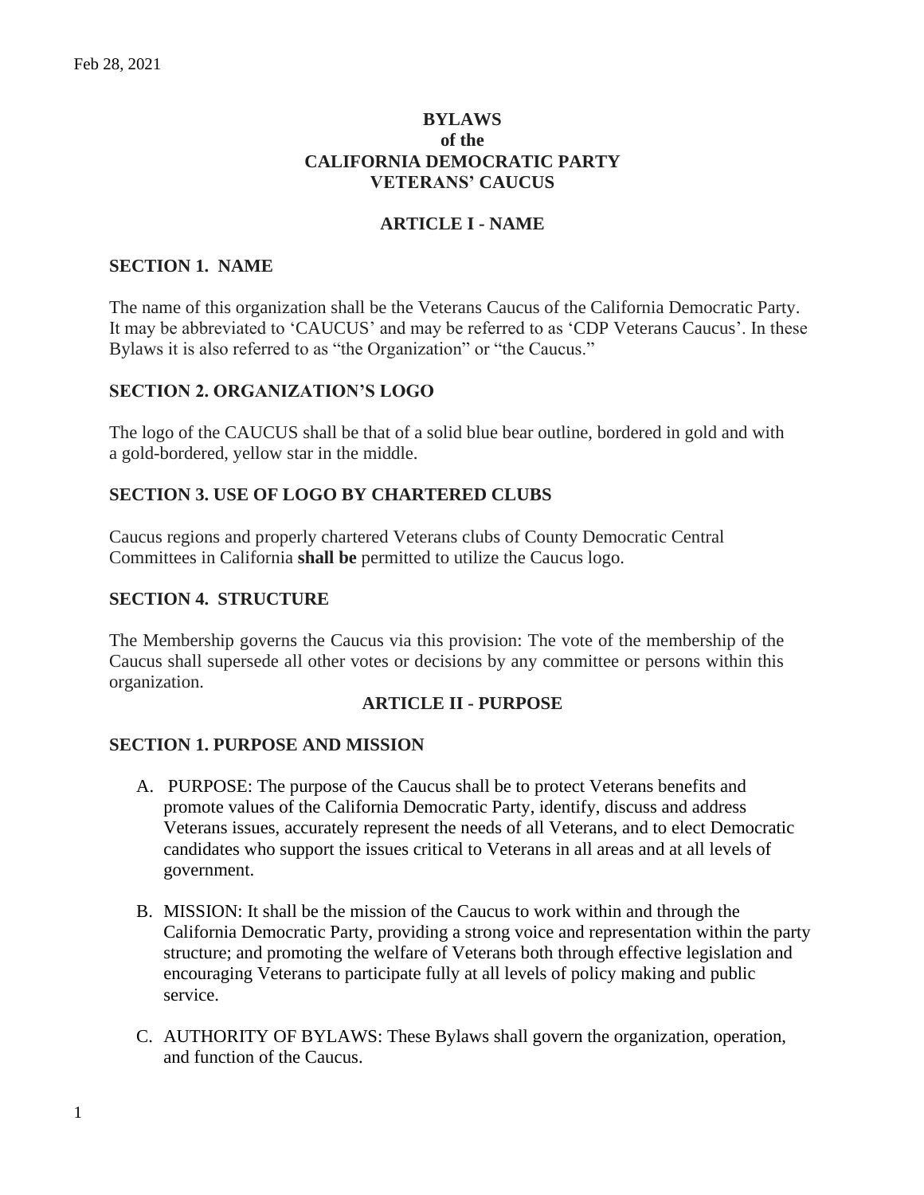Feb 28, 2021

# BYLAWS of the CALIFORNIA DEMOCRATIC PARTY VETERANS' CAUCUS

## ARTICLE I - NAME

### SECTION 1. NAME

The name of this organization shall be the Veterans Caucus of the California Democratic Party. It may be abbreviated to 'CAUCUS' and may be referred to as 'CDP Veterans Caucus'. In these Bylaws it is also referred to as "the Organization" or "the Caucus."

### SECTION 2. ORGANIZATION'S LOGO

The logo of the CAUCUS shall be that of a solid blue bear outline, bordered in gold and with a gold-bordered, yellow star in the middle.

### SECTION 3. USE OF LOGO BY CHARTERED CLUBS

Caucus regions and properly chartered Veterans clubs of County Democratic Central Committees in California **shall be** permitted to utilize the Caucus logo.

### SECTION 4. STRUCTURE

The Membership governs the Caucus via this provision: The vote of the membership of the Caucus shall supersede all other votes or decisions by any committee or persons within this organization.

## ARTICLE II - PURPOSE

### SECTION 1. PURPOSE AND MISSION

A. PURPOSE: The purpose of the Caucus shall be to protect Veterans benefits and promote values of the California Democratic Party, identify, discuss and address Veterans issues, accurately represent the needs of all Veterans, and to elect Democratic candidates who support the issues critical to Veterans in all areas and at all levels of government.

B. MISSION: It shall be the mission of the Caucus to work within and through the California Democratic Party, providing a strong voice and representation within the party structure; and promoting the welfare of Veterans both through effective legislation and encouraging Veterans to participate fully at all levels of policy making and public service.

C. AUTHORITY OF BYLAWS: These Bylaws shall govern the organization, operation, and function of the Caucus.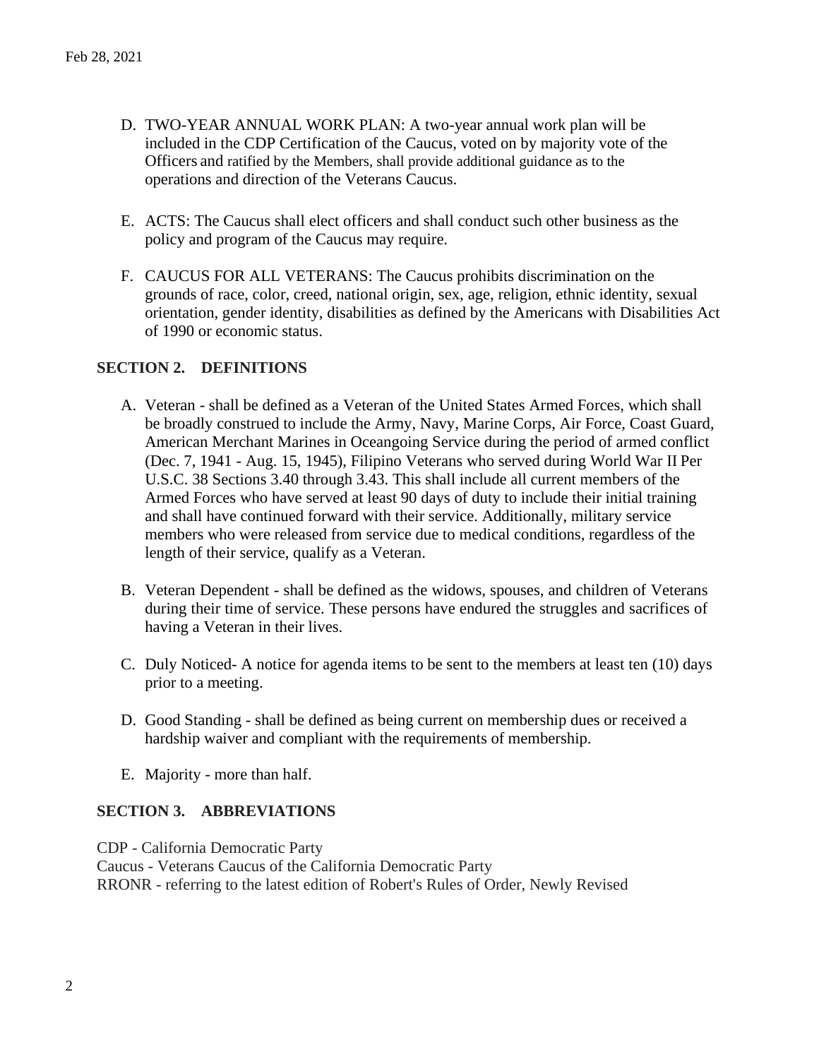D. TWO-YEAR ANNUAL WORK PLAN: A two-year annual work plan will be included in the CDP Certification of the Caucus, voted on by majority vote of the Officers and ratified by the Members, shall provide additional guidance as to the operations and direction of the Veterans Caucus.

E. ACTS: The Caucus shall elect officers and shall conduct such other business as the policy and program of the Caucus may require.

F. CAUCUS FOR ALL VETERANS: The Caucus prohibits discrimination on the grounds of race, color, creed, national origin, sex, age, religion, ethnic identity, sexual orientation, gender identity, disabilities as defined by the Americans with Disabilities Act of 1990 or economic status.

## SECTION 2. DEFINITIONS

A. Veteran - shall be defined as a Veteran of the United States Armed Forces, which shall be broadly construed to include the Army, Navy, Marine Corps, Air Force, Coast Guard, American Merchant Marines in Oceangoing Service during the period of armed conflict (Dec. 7, 1941 - Aug. 15, 1945), Filipino Veterans who served during World War II Per U.S.C. 38 Sections 3.40 through 3.43. This shall include all current members of the Armed Forces who have served at least 90 days of duty to include their initial training and shall have continued forward with their service. Additionally, military service members who were released from service due to medical conditions, regardless of the length of their service, qualify as a Veteran.

B. Veteran Dependent - shall be defined as the widows, spouses, and children of Veterans during their time of service. These persons have endured the struggles and sacrifices of having a Veteran in their lives.

C. Duly Noticed- A notice for agenda items to be sent to the members at least ten (10) days prior to a meeting.

D. Good Standing - shall be defined as being current on membership dues or received a hardship waiver and compliant with the requirements of membership.

E. Majority - more than half.

## SECTION 3. ABBREVIATIONS

CDP - California Democratic Party
Caucus - Veterans Caucus of the California Democratic Party
RRONR - referring to the latest edition of Robert's Rules of Order, Newly Revised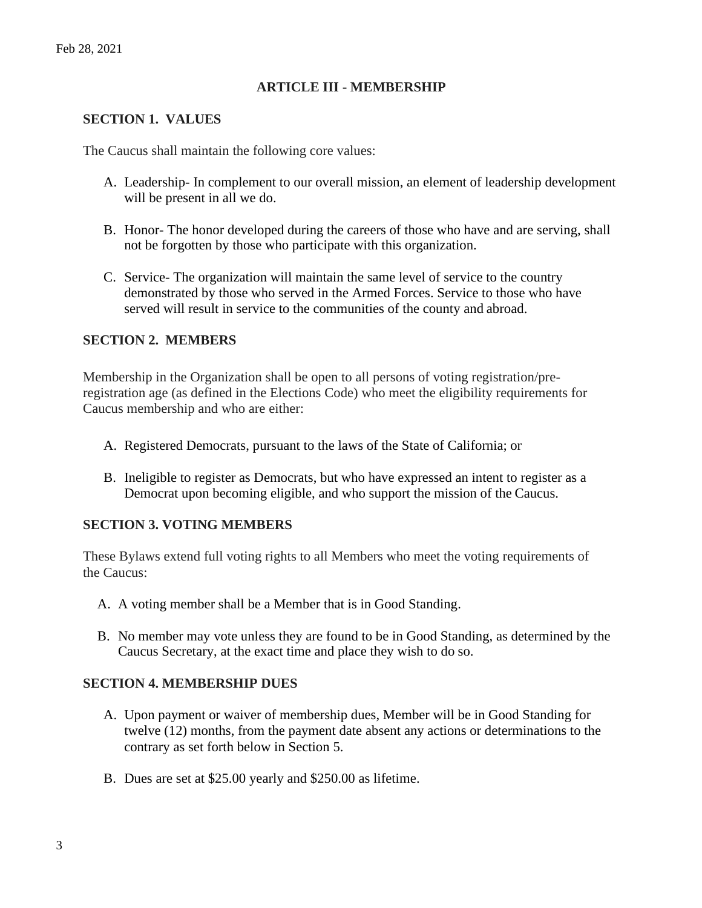## ARTICLE III - MEMBERSHIP

### SECTION 1. VALUES

The Caucus shall maintain the following core values:

A. Leadership- In complement to our overall mission, an element of leadership development will be present in all we do.

B. Honor- The honor developed during the careers of those who have and are serving, shall not be forgotten by those who participate with this organization.

C. Service- The organization will maintain the same level of service to the country demonstrated by those who served in the Armed Forces. Service to those who have served will result in service to the communities of the county and abroad.

### SECTION 2. MEMBERS

Membership in the Organization shall be open to all persons of voting registration/pre-registration age (as defined in the Elections Code) who meet the eligibility requirements for Caucus membership and who are either:

A. Registered Democrats, pursuant to the laws of the State of California; or

B. Ineligible to register as Democrats, but who have expressed an intent to register as a Democrat upon becoming eligible, and who support the mission of the Caucus.

### SECTION 3. VOTING MEMBERS

These Bylaws extend full voting rights to all Members who meet the voting requirements of the Caucus:

A. A voting member shall be a Member that is in Good Standing.

B. No member may vote unless they are found to be in Good Standing, as determined by the Caucus Secretary, at the exact time and place they wish to do so.

### SECTION 4. MEMBERSHIP DUES

A. Upon payment or waiver of membership dues, Member will be in Good Standing for twelve (12) months, from the payment date absent any actions or determinations to the contrary as set forth below in Section 5.

B. Dues are set at $25.00 yearly and $250.00 as lifetime.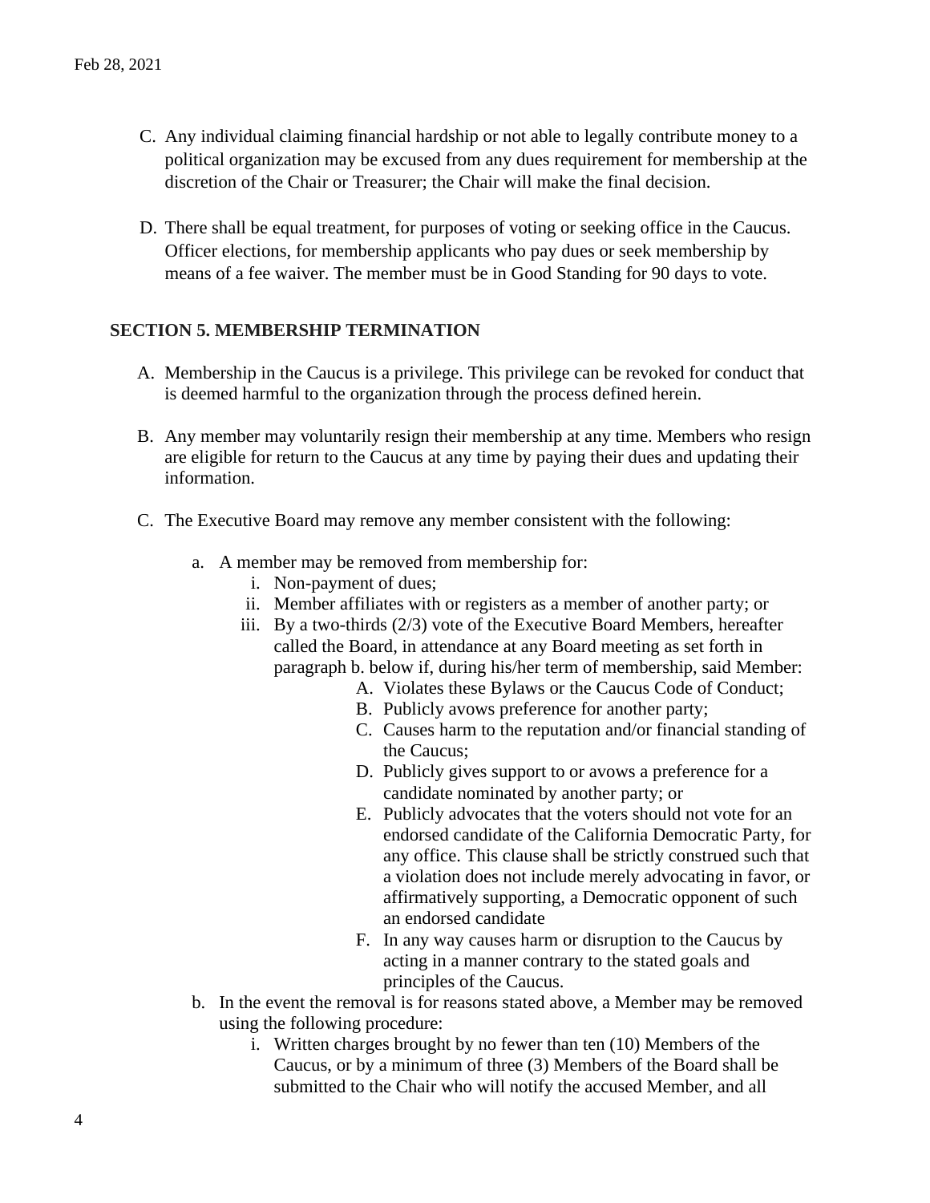C. Any individual claiming financial hardship or not able to legally contribute money to a political organization may be excused from any dues requirement for membership at the discretion of the Chair or Treasurer; the Chair will make the final decision.

D. There shall be equal treatment, for purposes of voting or seeking office in the Caucus. Officer elections, for membership applicants who pay dues or seek membership by means of a fee waiver. The member must be in Good Standing for 90 days to vote.

### SECTION 5. MEMBERSHIP TERMINATION

A. Membership in the Caucus is a privilege. This privilege can be revoked for conduct that is deemed harmful to the organization through the process defined herein.

B. Any member may voluntarily resign their membership at any time. Members who resign are eligible for return to the Caucus at any time by paying their dues and updating their information.

C. The Executive Board may remove any member consistent with the following:

   a. A member may be removed from membership for:
      i. Non-payment of dues;
      ii. Member affiliates with or registers as a member of another party; or
      iii. By a two-thirds (2/3) vote of the Executive Board Members, hereafter called the Board, in attendance at any Board meeting as set forth in paragraph b. below if, during his/her term of membership, said Member:
         A. Violates these Bylaws or the Caucus Code of Conduct;
         B. Publicly avows preference for another party;
         C. Causes harm to the reputation and/or financial standing of the Caucus;
         D. Publicly gives support to or avows a preference for a candidate nominated by another party; or
         E. Publicly advocates that the voters should not vote for an endorsed candidate of the California Democratic Party, for any office. This clause shall be strictly construed such that a violation does not include merely advocating in favor, or affirmatively supporting, a Democratic opponent of such an endorsed candidate
         F. In any way causes harm or disruption to the Caucus by acting in a manner contrary to the stated goals and principles of the Caucus.

   b. In the event the removal is for reasons stated above, a Member may be removed using the following procedure:
      i. Written charges brought by no fewer than ten (10) Members of the Caucus, or by a minimum of three (3) Members of the Board shall be submitted to the Chair who will notify the accused Member, and all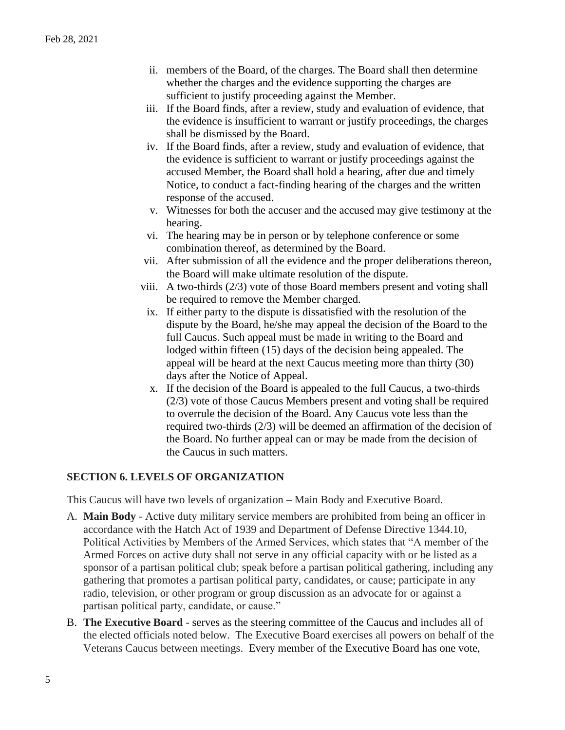ii. members of the Board, of the charges. The Board shall then determine whether the charges and the evidence supporting the charges are sufficient to justify proceeding against the Member.

iii. If the Board finds, after a review, study and evaluation of evidence, that the evidence is insufficient to warrant or justify proceedings, the charges shall be dismissed by the Board.

iv. If the Board finds, after a review, study and evaluation of evidence, that the evidence is sufficient to warrant or justify proceedings against the accused Member, the Board shall hold a hearing, after due and timely Notice, to conduct a fact-finding hearing of the charges and the written response of the accused.

v. Witnesses for both the accuser and the accused may give testimony at the hearing.

vi. The hearing may be in person or by telephone conference or some combination thereof, as determined by the Board.

vii. After submission of all the evidence and the proper deliberations thereon, the Board will make ultimate resolution of the dispute.

viii. A two-thirds (2/3) vote of those Board members present and voting shall be required to remove the Member charged.

ix. If either party to the dispute is dissatisfied with the resolution of the dispute by the Board, he/she may appeal the decision of the Board to the full Caucus. Such appeal must be made in writing to the Board and lodged within fifteen (15) days of the decision being appealed. The appeal will be heard at the next Caucus meeting more than thirty (30) days after the Notice of Appeal.

x. If the decision of the Board is appealed to the full Caucus, a two-thirds (2/3) vote of those Caucus Members present and voting shall be required to overrule the decision of the Board. Any Caucus vote less than the required two-thirds (2/3) will be deemed an affirmation of the decision of the Board. No further appeal can or may be made from the decision of the Caucus in such matters.

## SECTION 6. LEVELS OF ORGANIZATION

This Caucus will have two levels of organization – Main Body and Executive Board.

A. **Main Body** - Active duty military service members are prohibited from being an officer in accordance with the Hatch Act of 1939 and Department of Defense Directive 1344.10, Political Activities by Members of the Armed Services, which states that "A member of the Armed Forces on active duty shall not serve in any official capacity with or be listed as a sponsor of a partisan political club; speak before a partisan political gathering, including any gathering that promotes a partisan political party, candidates, or cause; participate in any radio, television, or other program or group discussion as an advocate for or against a partisan political party, candidate, or cause."

B. **The Executive Board** - serves as the steering committee of the Caucus and includes all of the elected officials noted below. The Executive Board exercises all powers on behalf of the Veterans Caucus between meetings. Every member of the Executive Board has one vote,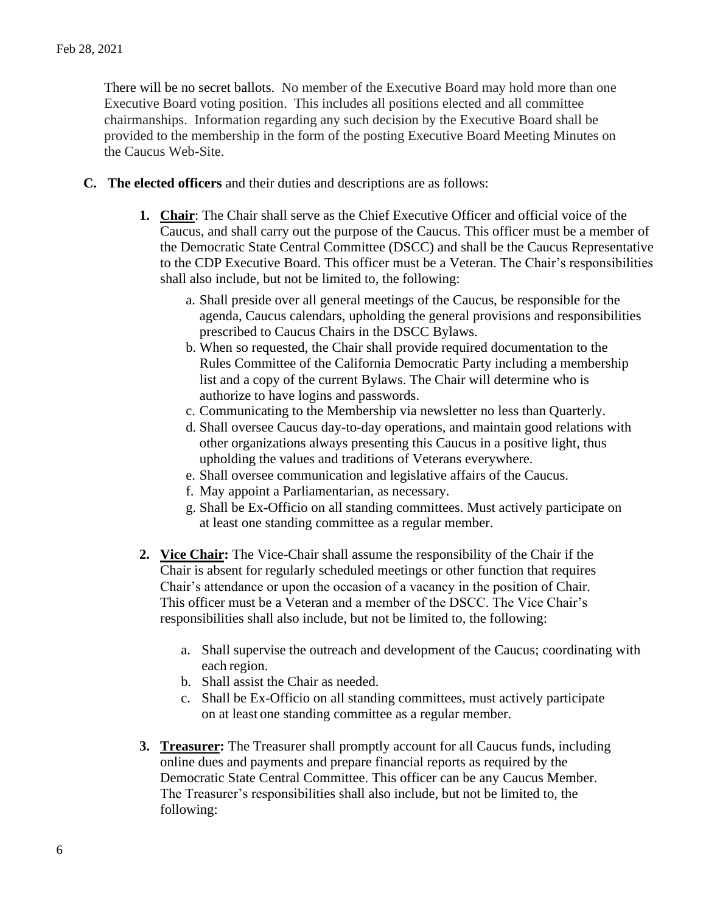There will be no secret ballots. No member of the Executive Board may hold more than one Executive Board voting position. This includes all positions elected and all committee chairmanships. Information regarding any such decision by the Executive Board shall be provided to the membership in the form of the posting Executive Board Meeting Minutes on the Caucus Web-Site.

**C. The elected officers** and their duties and descriptions are as follows:

1. **<u>Chair</u>**: The Chair shall serve as the Chief Executive Officer and official voice of the Caucus, and shall carry out the purpose of the Caucus. This officer must be a member of the Democratic State Central Committee (DSCC) and shall be the Caucus Representative to the CDP Executive Board. This officer must be a Veteran. The Chair's responsibilities shall also include, but not be limited to, the following:

    a. Shall preside over all general meetings of the Caucus, be responsible for the agenda, Caucus calendars, upholding the general provisions and responsibilities prescribed to Caucus Chairs in the DSCC Bylaws.

    b. When so requested, the Chair shall provide required documentation to the Rules Committee of the California Democratic Party including a membership list and a copy of the current Bylaws. The Chair will determine who is authorize to have logins and passwords.

    c. Communicating to the Membership via newsletter no less than Quarterly.

    d. Shall oversee Caucus day-to-day operations, and maintain good relations with other organizations always presenting this Caucus in a positive light, thus upholding the values and traditions of Veterans everywhere.

    e. Shall oversee communication and legislative affairs of the Caucus.

    f. May appoint a Parliamentarian, as necessary.

    g. Shall be Ex-Officio on all standing committees. Must actively participate on at least one standing committee as a regular member.

2. **<u>Vice Chair</u>:** The Vice-Chair shall assume the responsibility of the Chair if the Chair is absent for regularly scheduled meetings or other function that requires Chair's attendance or upon the occasion of a vacancy in the position of Chair. This officer must be a Veteran and a member of the DSCC. The Vice Chair's responsibilities shall also include, but not be limited to, the following:

    a. Shall supervise the outreach and development of the Caucus; coordinating with each region.

    b. Shall assist the Chair as needed.

    c. Shall be Ex-Officio on all standing committees, must actively participate on at least one standing committee as a regular member.

3. **<u>Treasurer</u>:** The Treasurer shall promptly account for all Caucus funds, including online dues and payments and prepare financial reports as required by the Democratic State Central Committee. This officer can be any Caucus Member. The Treasurer's responsibilities shall also include, but not be limited to, the following: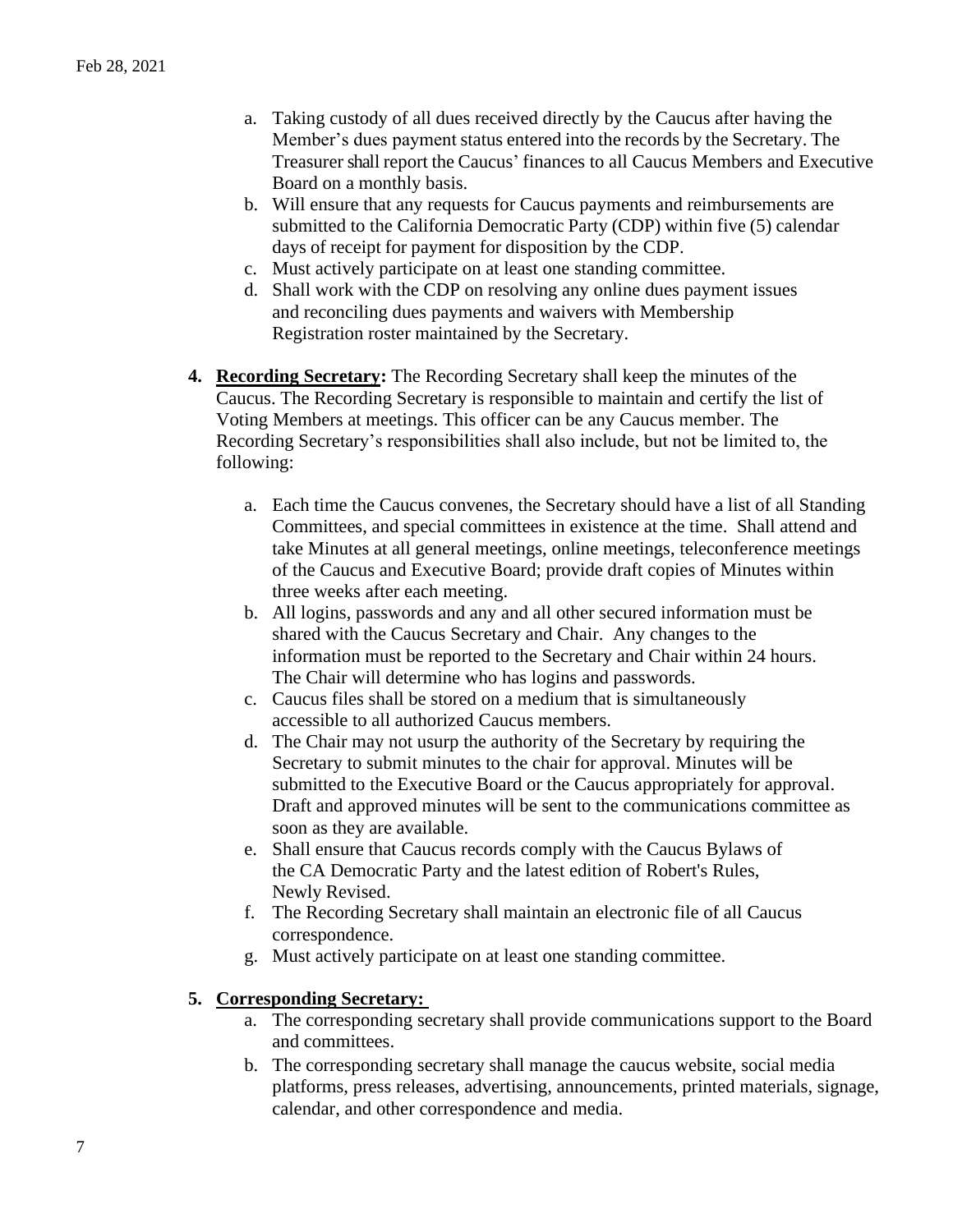a. Taking custody of all dues received directly by the Caucus after having the Member's dues payment status entered into the records by the Secretary. The Treasurer shall report the Caucus' finances to all Caucus Members and Executive Board on a monthly basis.
b. Will ensure that any requests for Caucus payments and reimbursements are submitted to the California Democratic Party (CDP) within five (5) calendar days of receipt for payment for disposition by the CDP.
c. Must actively participate on at least one standing committee.
d. Shall work with the CDP on resolving any online dues payment issues and reconciling dues payments and waivers with Membership Registration roster maintained by the Secretary.

4. **Recording Secretary:** The Recording Secretary shall keep the minutes of the Caucus. The Recording Secretary is responsible to maintain and certify the list of Voting Members at meetings. This officer can be any Caucus member. The Recording Secretary's responsibilities shall also include, but not be limited to, the following:

   a. Each time the Caucus convenes, the Secretary should have a list of all Standing Committees, and special committees in existence at the time. Shall attend and take Minutes at all general meetings, online meetings, teleconference meetings of the Caucus and Executive Board; provide draft copies of Minutes within three weeks after each meeting.
   b. All logins, passwords and any and all other secured information must be shared with the Caucus Secretary and Chair. Any changes to the information must be reported to the Secretary and Chair within 24 hours. The Chair will determine who has logins and passwords.
   c. Caucus files shall be stored on a medium that is simultaneously accessible to all authorized Caucus members.
   d. The Chair may not usurp the authority of the Secretary by requiring the Secretary to submit minutes to the chair for approval. Minutes will be submitted to the Executive Board or the Caucus appropriately for approval. Draft and approved minutes will be sent to the communications committee as soon as they are available.
   e. Shall ensure that Caucus records comply with the Caucus Bylaws of the CA Democratic Party and the latest edition of Robert's Rules, Newly Revised.
   f. The Recording Secretary shall maintain an electronic file of all Caucus correspondence.
   g. Must actively participate on at least one standing committee.

5. **Corresponding Secretary:**
   a. The corresponding secretary shall provide communications support to the Board and committees.
   b. The corresponding secretary shall manage the caucus website, social media platforms, press releases, advertising, announcements, printed materials, signage, calendar, and other correspondence and media.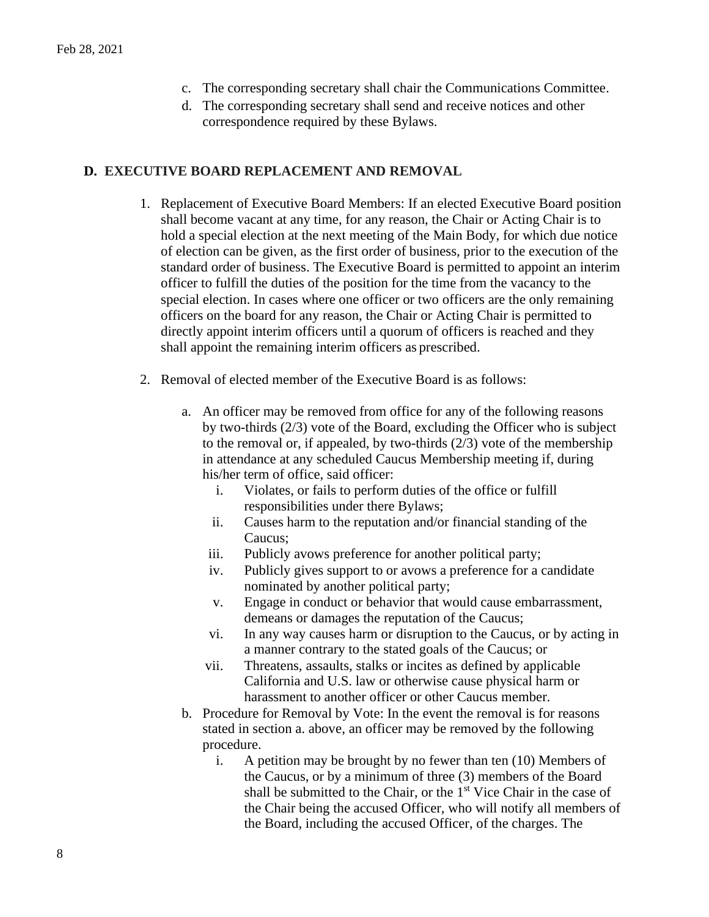c. The corresponding secretary shall chair the Communications Committee.
d. The corresponding secretary shall send and receive notices and other correspondence required by these Bylaws.

## D. EXECUTIVE BOARD REPLACEMENT AND REMOVAL

1. Replacement of Executive Board Members: If an elected Executive Board position shall become vacant at any time, for any reason, the Chair or Acting Chair is to hold a special election at the next meeting of the Main Body, for which due notice of election can be given, as the first order of business, prior to the execution of the standard order of business. The Executive Board is permitted to appoint an interim officer to fulfill the duties of the position for the time from the vacancy to the special election. In cases where one officer or two officers are the only remaining officers on the board for any reason, the Chair or Acting Chair is permitted to directly appoint interim officers until a quorum of officers is reached and they shall appoint the remaining interim officers as prescribed.

2. Removal of elected member of the Executive Board is as follows:

   a. An officer may be removed from office for any of the following reasons by two-thirds (2/3) vote of the Board, excluding the Officer who is subject to the removal or, if appealed, by two-thirds (2/3) vote of the membership in attendance at any scheduled Caucus Membership meeting if, during his/her term of office, said officer:
      i. Violates, or fails to perform duties of the office or fulfill responsibilities under there Bylaws;
      ii. Causes harm to the reputation and/or financial standing of the Caucus;
      iii. Publicly avows preference for another political party;
      iv. Publicly gives support to or avows a preference for a candidate nominated by another political party;
      v. Engage in conduct or behavior that would cause embarrassment, demeans or damages the reputation of the Caucus;
      vi. In any way causes harm or disruption to the Caucus, or by acting in a manner contrary to the stated goals of the Caucus; or
      vii. Threatens, assaults, stalks or incites as defined by applicable California and U.S. law or otherwise cause physical harm or harassment to another officer or other Caucus member.

   b. Procedure for Removal by Vote: In the event the removal is for reasons stated in section a. above, an officer may be removed by the following procedure.
      i. A petition may be brought by no fewer than ten (10) Members of the Caucus, or by a minimum of three (3) members of the Board shall be submitted to the Chair, or the 1st Vice Chair in the case of the Chair being the accused Officer, who will notify all members of the Board, including the accused Officer, of the charges. The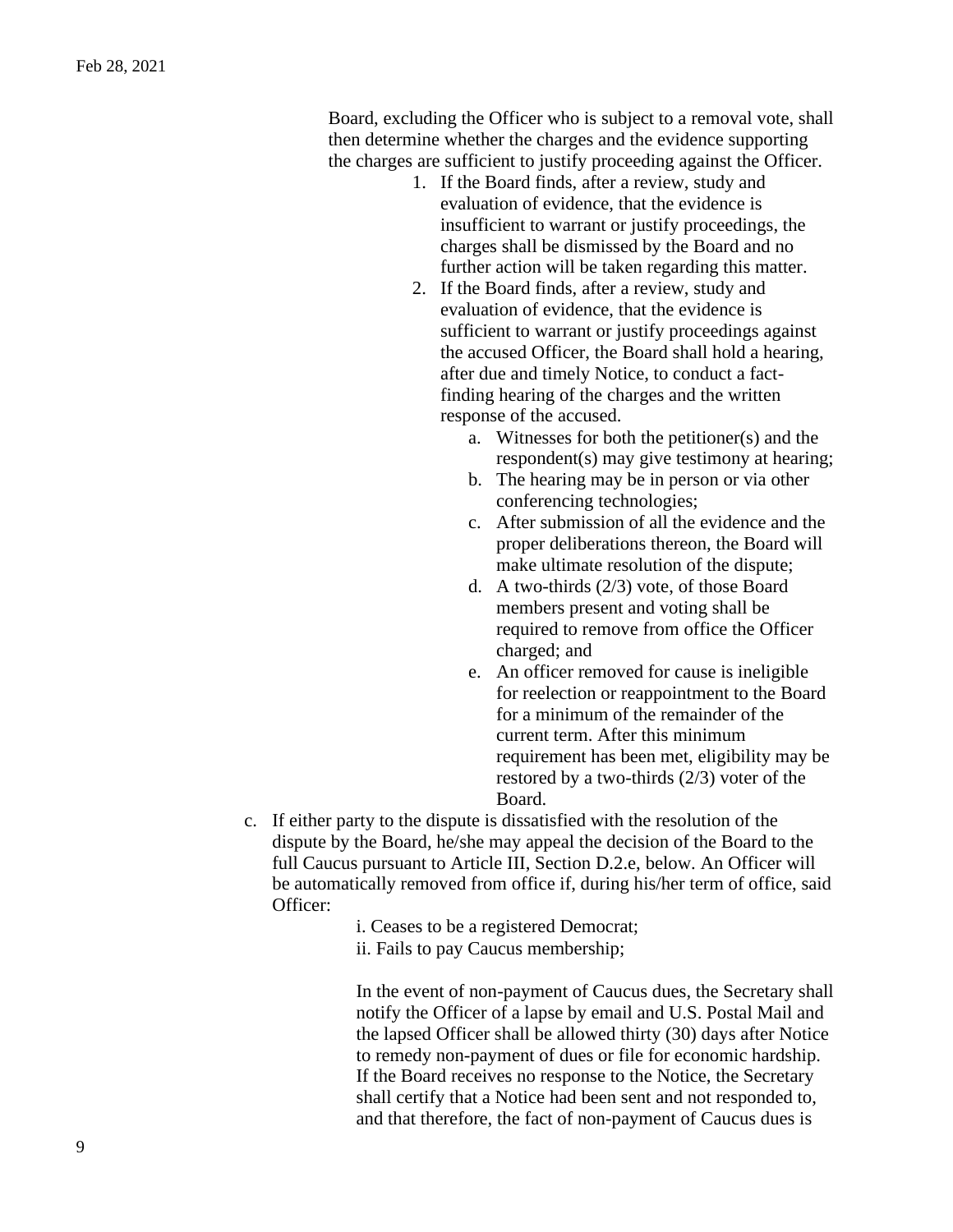Board, excluding the Officer who is subject to a removal vote, shall then determine whether the charges and the evidence supporting the charges are sufficient to justify proceeding against the Officer.

1. If the Board finds, after a review, study and evaluation of evidence, that the evidence is insufficient to warrant or justify proceedings, the charges shall be dismissed by the Board and no further action will be taken regarding this matter.
2. If the Board finds, after a review, study and evaluation of evidence, that the evidence is sufficient to warrant or justify proceedings against the accused Officer, the Board shall hold a hearing, after due and timely Notice, to conduct a fact-finding hearing of the charges and the written response of the accused.
    a. Witnesses for both the petitioner(s) and the respondent(s) may give testimony at hearing;
    b. The hearing may be in person or via other conferencing technologies;
    c. After submission of all the evidence and the proper deliberations thereon, the Board will make ultimate resolution of the dispute;
    d. A two-thirds (2/3) vote, of those Board members present and voting shall be required to remove from office the Officer charged; and
    e. An officer removed for cause is ineligible for reelection or reappointment to the Board for a minimum of the remainder of the current term. After this minimum requirement has been met, eligibility may be restored by a two-thirds (2/3) voter of the Board.

c. If either party to the dispute is dissatisfied with the resolution of the dispute by the Board, he/she may appeal the decision of the Board to the full Caucus pursuant to Article III, Section D.2.e, below. An Officer will be automatically removed from office if, during his/her term of office, said Officer:

i. Ceases to be a registered Democrat;
ii. Fails to pay Caucus membership;

In the event of non-payment of Caucus dues, the Secretary shall notify the Officer of a lapse by email and U.S. Postal Mail and the lapsed Officer shall be allowed thirty (30) days after Notice to remedy non-payment of dues or file for economic hardship. If the Board receives no response to the Notice, the Secretary shall certify that a Notice had been sent and not responded to, and that therefore, the fact of non-payment of Caucus dues is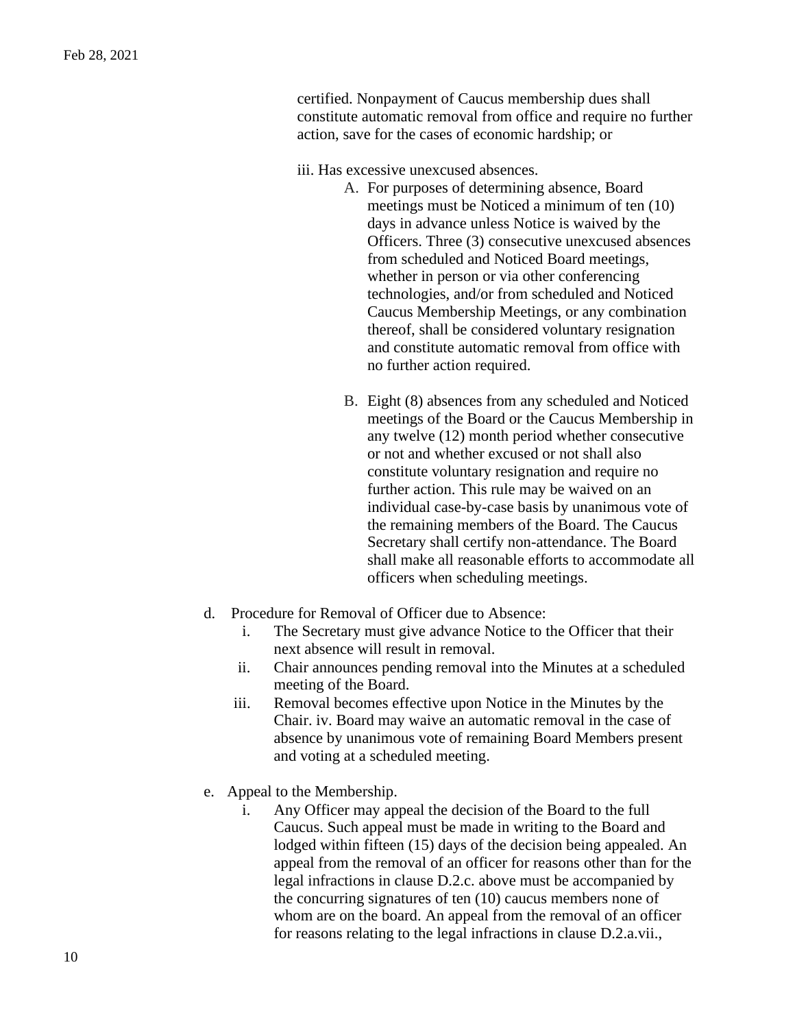certified. Nonpayment of Caucus membership dues shall constitute automatic removal from office and require no further action, save for the cases of economic hardship; or

iii. Has excessive unexcused absences.

A. For purposes of determining absence, Board meetings must be Noticed a minimum of ten (10) days in advance unless Notice is waived by the Officers. Three (3) consecutive unexcused absences from scheduled and Noticed Board meetings, whether in person or via other conferencing technologies, and/or from scheduled and Noticed Caucus Membership Meetings, or any combination thereof, shall be considered voluntary resignation and constitute automatic removal from office with no further action required.

B. Eight (8) absences from any scheduled and Noticed meetings of the Board or the Caucus Membership in any twelve (12) month period whether consecutive or not and whether excused or not shall also constitute voluntary resignation and require no further action. This rule may be waived on an individual case-by-case basis by unanimous vote of the remaining members of the Board. The Caucus Secretary shall certify non-attendance. The Board shall make all reasonable efforts to accommodate all officers when scheduling meetings.

d. Procedure for Removal of Officer due to Absence:

i. The Secretary must give advance Notice to the Officer that their next absence will result in removal.

ii. Chair announces pending removal into the Minutes at a scheduled meeting of the Board.

iii. Removal becomes effective upon Notice in the Minutes by the Chair. iv. Board may waive an automatic removal in the case of absence by unanimous vote of remaining Board Members present and voting at a scheduled meeting.

e. Appeal to the Membership.

i. Any Officer may appeal the decision of the Board to the full Caucus. Such appeal must be made in writing to the Board and lodged within fifteen (15) days of the decision being appealed. An appeal from the removal of an officer for reasons other than for the legal infractions in clause D.2.c. above must be accompanied by the concurring signatures of ten (10) caucus members none of whom are on the board. An appeal from the removal of an officer for reasons relating to the legal infractions in clause D.2.a.vii.,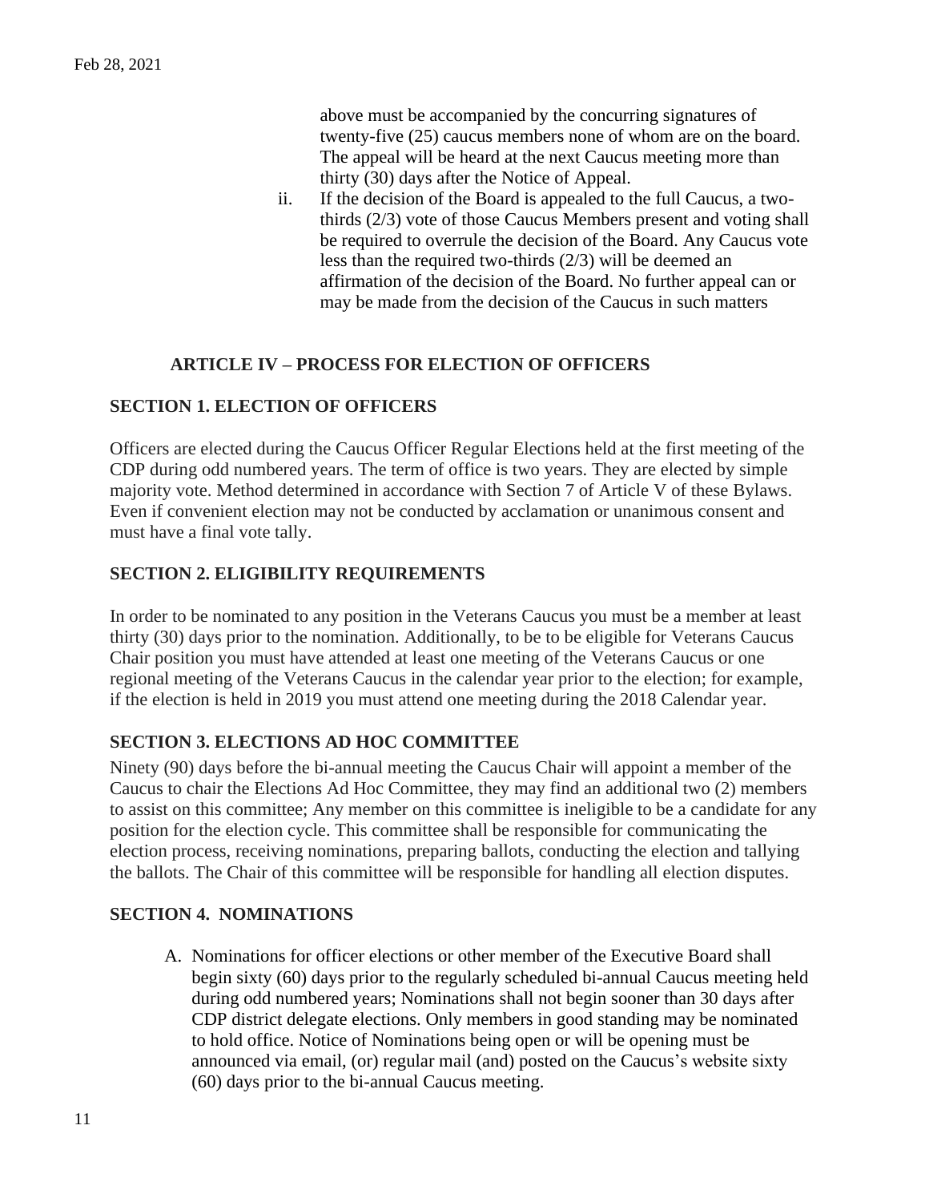above must be accompanied by the concurring signatures of twenty-five (25) caucus members none of whom are on the board. The appeal will be heard at the next Caucus meeting more than thirty (30) days after the Notice of Appeal.

ii. If the decision of the Board is appealed to the full Caucus, a two-thirds (2/3) vote of those Caucus Members present and voting shall be required to overrule the decision of the Board. Any Caucus vote less than the required two-thirds (2/3) will be deemed an affirmation of the decision of the Board. No further appeal can or may be made from the decision of the Caucus in such matters

## ARTICLE IV – PROCESS FOR ELECTION OF OFFICERS

### SECTION 1. ELECTION OF OFFICERS

Officers are elected during the Caucus Officer Regular Elections held at the first meeting of the CDP during odd numbered years. The term of office is two years. They are elected by simple majority vote. Method determined in accordance with Section 7 of Article V of these Bylaws. Even if convenient election may not be conducted by acclamation or unanimous consent and must have a final vote tally.

### SECTION 2. ELIGIBILITY REQUIREMENTS

In order to be nominated to any position in the Veterans Caucus you must be a member at least thirty (30) days prior to the nomination. Additionally, to be to be eligible for Veterans Caucus Chair position you must have attended at least one meeting of the Veterans Caucus or one regional meeting of the Veterans Caucus in the calendar year prior to the election; for example, if the election is held in 2019 you must attend one meeting during the 2018 Calendar year.

### SECTION 3. ELECTIONS AD HOC COMMITTEE

Ninety (90) days before the bi-annual meeting the Caucus Chair will appoint a member of the Caucus to chair the Elections Ad Hoc Committee, they may find an additional two (2) members to assist on this committee; Any member on this committee is ineligible to be a candidate for any position for the election cycle. This committee shall be responsible for communicating the election process, receiving nominations, preparing ballots, conducting the election and tallying the ballots. The Chair of this committee will be responsible for handling all election disputes.

### SECTION 4. NOMINATIONS

A. Nominations for officer elections or other member of the Executive Board shall begin sixty (60) days prior to the regularly scheduled bi-annual Caucus meeting held during odd numbered years; Nominations shall not begin sooner than 30 days after CDP district delegate elections. Only members in good standing may be nominated to hold office. Notice of Nominations being open or will be opening must be announced via email, (or) regular mail (and) posted on the Caucus's website sixty (60) days prior to the bi-annual Caucus meeting.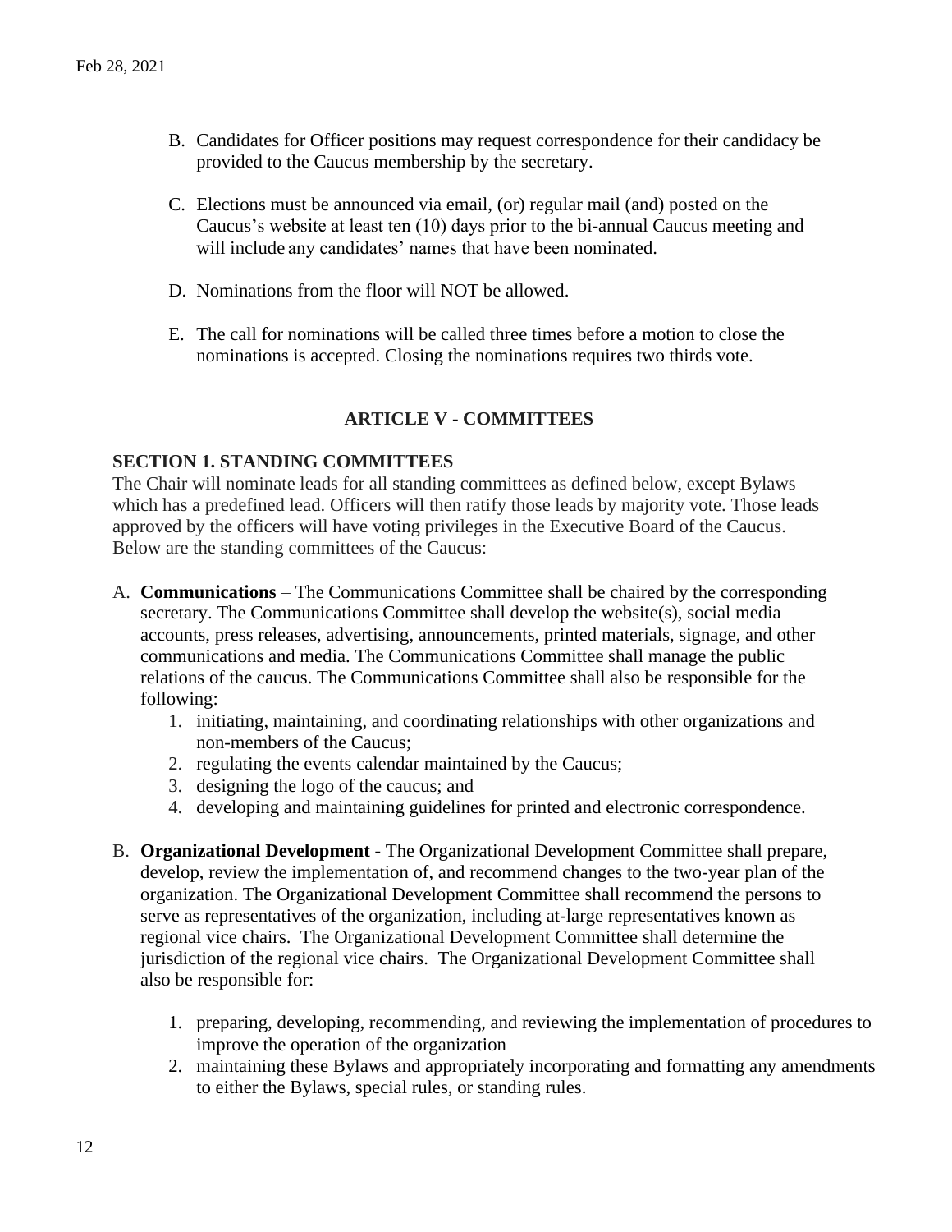B. Candidates for Officer positions may request correspondence for their candidacy be provided to the Caucus membership by the secretary.

C. Elections must be announced via email, (or) regular mail (and) posted on the Caucus's website at least ten (10) days prior to the bi-annual Caucus meeting and will include any candidates' names that have been nominated.

D. Nominations from the floor will NOT be allowed.

E. The call for nominations will be called three times before a motion to close the nominations is accepted. Closing the nominations requires two thirds vote.

## ARTICLE V - COMMITTEES

### SECTION 1. STANDING COMMITTEES

The Chair will nominate leads for all standing committees as defined below, except Bylaws which has a predefined lead. Officers will then ratify those leads by majority vote. Those leads approved by the officers will have voting privileges in the Executive Board of the Caucus. Below are the standing committees of the Caucus:

A. **Communications** – The Communications Committee shall be chaired by the corresponding secretary. The Communications Committee shall develop the website(s), social media accounts, press releases, advertising, announcements, printed materials, signage, and other communications and media. The Communications Committee shall manage the public relations of the caucus. The Communications Committee shall also be responsible for the following:
   1. initiating, maintaining, and coordinating relationships with other organizations and non-members of the Caucus;
   2. regulating the events calendar maintained by the Caucus;
   3. designing the logo of the caucus; and
   4. developing and maintaining guidelines for printed and electronic correspondence.

B. **Organizational Development** - The Organizational Development Committee shall prepare, develop, review the implementation of, and recommend changes to the two-year plan of the organization. The Organizational Development Committee shall recommend the persons to serve as representatives of the organization, including at-large representatives known as regional vice chairs. The Organizational Development Committee shall determine the jurisdiction of the regional vice chairs. The Organizational Development Committee shall also be responsible for:

   1. preparing, developing, recommending, and reviewing the implementation of procedures to improve the operation of the organization
   2. maintaining these Bylaws and appropriately incorporating and formatting any amendments to either the Bylaws, special rules, or standing rules.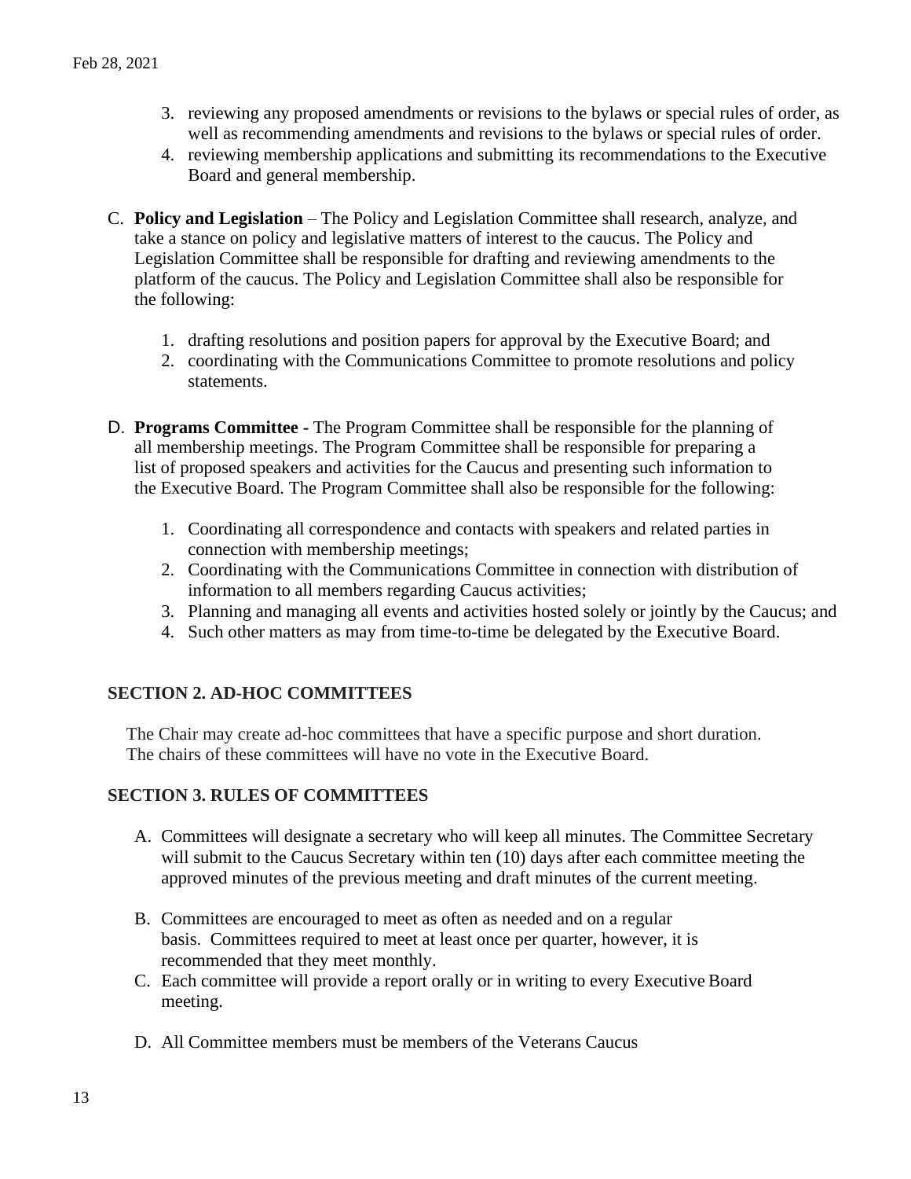3. reviewing any proposed amendments or revisions to the bylaws or special rules of order, as well as recommending amendments and revisions to the bylaws or special rules of order.
4. reviewing membership applications and submitting its recommendations to the Executive Board and general membership.

C. **Policy and Legislation** – The Policy and Legislation Committee shall research, analyze, and take a stance on policy and legislative matters of interest to the caucus. The Policy and Legislation Committee shall be responsible for drafting and reviewing amendments to the platform of the caucus. The Policy and Legislation Committee shall also be responsible for the following:

   1. drafting resolutions and position papers for approval by the Executive Board; and
   2. coordinating with the Communications Committee to promote resolutions and policy statements.

D. **Programs Committee -** The Program Committee shall be responsible for the planning of all membership meetings. The Program Committee shall be responsible for preparing a list of proposed speakers and activities for the Caucus and presenting such information to the Executive Board. The Program Committee shall also be responsible for the following:

   1. Coordinating all correspondence and contacts with speakers and related parties in connection with membership meetings;
   2. Coordinating with the Communications Committee in connection with distribution of information to all members regarding Caucus activities;
   3. Planning and managing all events and activities hosted solely or jointly by the Caucus; and
   4. Such other matters as may from time-to-time be delegated by the Executive Board.

### SECTION 2. AD-HOC COMMITTEES

The Chair may create ad-hoc committees that have a specific purpose and short duration. The chairs of these committees will have no vote in the Executive Board.

### SECTION 3. RULES OF COMMITTEES

A. Committees will designate a secretary who will keep all minutes. The Committee Secretary will submit to the Caucus Secretary within ten (10) days after each committee meeting the approved minutes of the previous meeting and draft minutes of the current meeting.

B. Committees are encouraged to meet as often as needed and on a regular basis. Committees required to meet at least once per quarter, however, it is recommended that they meet monthly.

C. Each committee will provide a report orally or in writing to every Executive Board meeting.

D. All Committee members must be members of the Veterans Caucus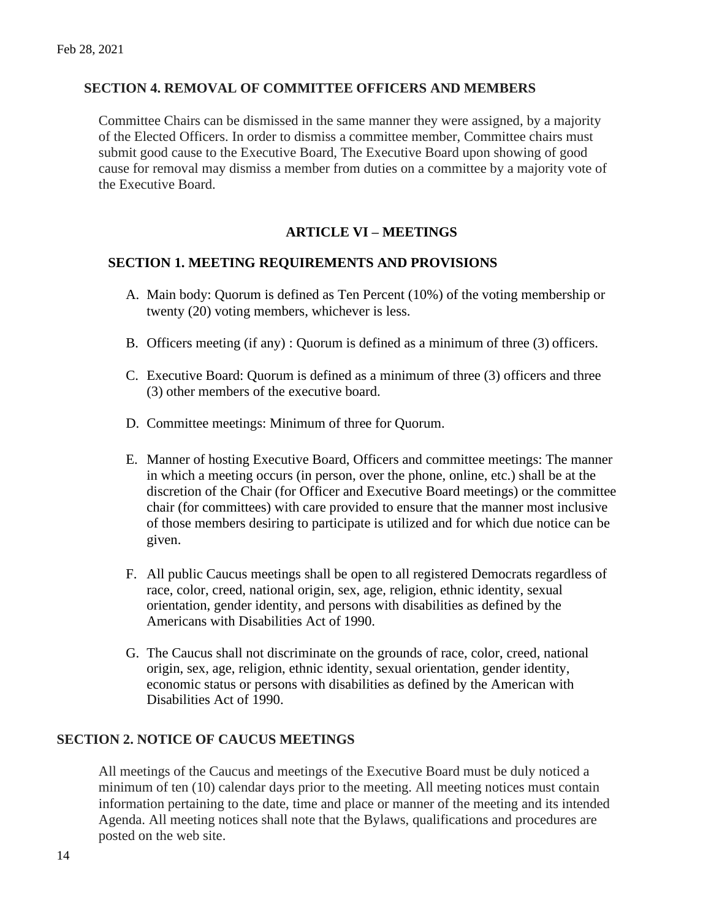### SECTION 4. REMOVAL OF COMMITTEE OFFICERS AND MEMBERS

Committee Chairs can be dismissed in the same manner they were assigned, by a majority of the Elected Officers. In order to dismiss a committee member, Committee chairs must submit good cause to the Executive Board, The Executive Board upon showing of good cause for removal may dismiss a member from duties on a committee by a majority vote of the Executive Board.

## ARTICLE VI – MEETINGS

### SECTION 1. MEETING REQUIREMENTS AND PROVISIONS

A. Main body: Quorum is defined as Ten Percent (10%) of the voting membership or twenty (20) voting members, whichever is less.

B. Officers meeting (if any) : Quorum is defined as a minimum of three (3) officers.

C. Executive Board: Quorum is defined as a minimum of three (3) officers and three (3) other members of the executive board.

D. Committee meetings: Minimum of three for Quorum.

E. Manner of hosting Executive Board, Officers and committee meetings: The manner in which a meeting occurs (in person, over the phone, online, etc.) shall be at the discretion of the Chair (for Officer and Executive Board meetings) or the committee chair (for committees) with care provided to ensure that the manner most inclusive of those members desiring to participate is utilized and for which due notice can be given.

F. All public Caucus meetings shall be open to all registered Democrats regardless of race, color, creed, national origin, sex, age, religion, ethnic identity, sexual orientation, gender identity, and persons with disabilities as defined by the Americans with Disabilities Act of 1990.

G. The Caucus shall not discriminate on the grounds of race, color, creed, national origin, sex, age, religion, ethnic identity, sexual orientation, gender identity, economic status or persons with disabilities as defined by the American with Disabilities Act of 1990.

### SECTION 2. NOTICE OF CAUCUS MEETINGS

All meetings of the Caucus and meetings of the Executive Board must be duly noticed a minimum of ten (10) calendar days prior to the meeting. All meeting notices must contain information pertaining to the date, time and place or manner of the meeting and its intended Agenda. All meeting notices shall note that the Bylaws, qualifications and procedures are posted on the web site.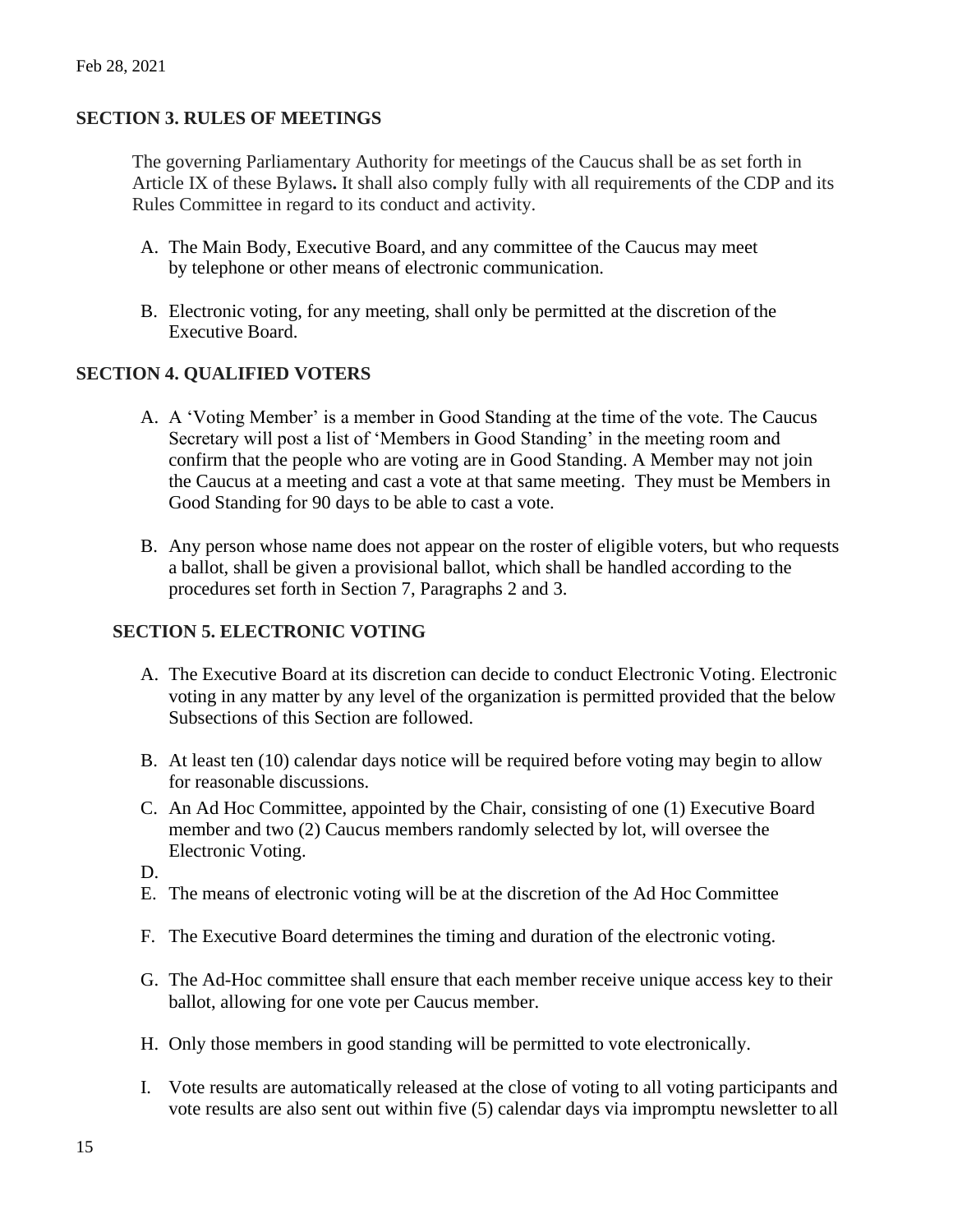Feb 28, 2021

## SECTION 3. RULES OF MEETINGS

The governing Parliamentary Authority for meetings of the Caucus shall be as set forth in Article IX of these Bylaws**.** It shall also comply fully with all requirements of the CDP and its Rules Committee in regard to its conduct and activity.

A. The Main Body, Executive Board, and any committee of the Caucus may meet by telephone or other means of electronic communication.

B. Electronic voting, for any meeting, shall only be permitted at the discretion of the Executive Board.

## SECTION 4. QUALIFIED VOTERS

A. A 'Voting Member' is a member in Good Standing at the time of the vote. The Caucus Secretary will post a list of 'Members in Good Standing' in the meeting room and confirm that the people who are voting are in Good Standing. A Member may not join the Caucus at a meeting and cast a vote at that same meeting. They must be Members in Good Standing for 90 days to be able to cast a vote.

B. Any person whose name does not appear on the roster of eligible voters, but who requests a ballot, shall be given a provisional ballot, which shall be handled according to the procedures set forth in Section 7, Paragraphs 2 and 3.

## SECTION 5. ELECTRONIC VOTING

A. The Executive Board at its discretion can decide to conduct Electronic Voting. Electronic voting in any matter by any level of the organization is permitted provided that the below Subsections of this Section are followed.

B. At least ten (10) calendar days notice will be required before voting may begin to allow for reasonable discussions.

C. An Ad Hoc Committee, appointed by the Chair, consisting of one (1) Executive Board member and two (2) Caucus members randomly selected by lot, will oversee the Electronic Voting.

D.

E. The means of electronic voting will be at the discretion of the Ad Hoc Committee

F. The Executive Board determines the timing and duration of the electronic voting.

G. The Ad-Hoc committee shall ensure that each member receive unique access key to their ballot, allowing for one vote per Caucus member.

H. Only those members in good standing will be permitted to vote electronically.

I. Vote results are automatically released at the close of voting to all voting participants and vote results are also sent out within five (5) calendar days via impromptu newsletter to all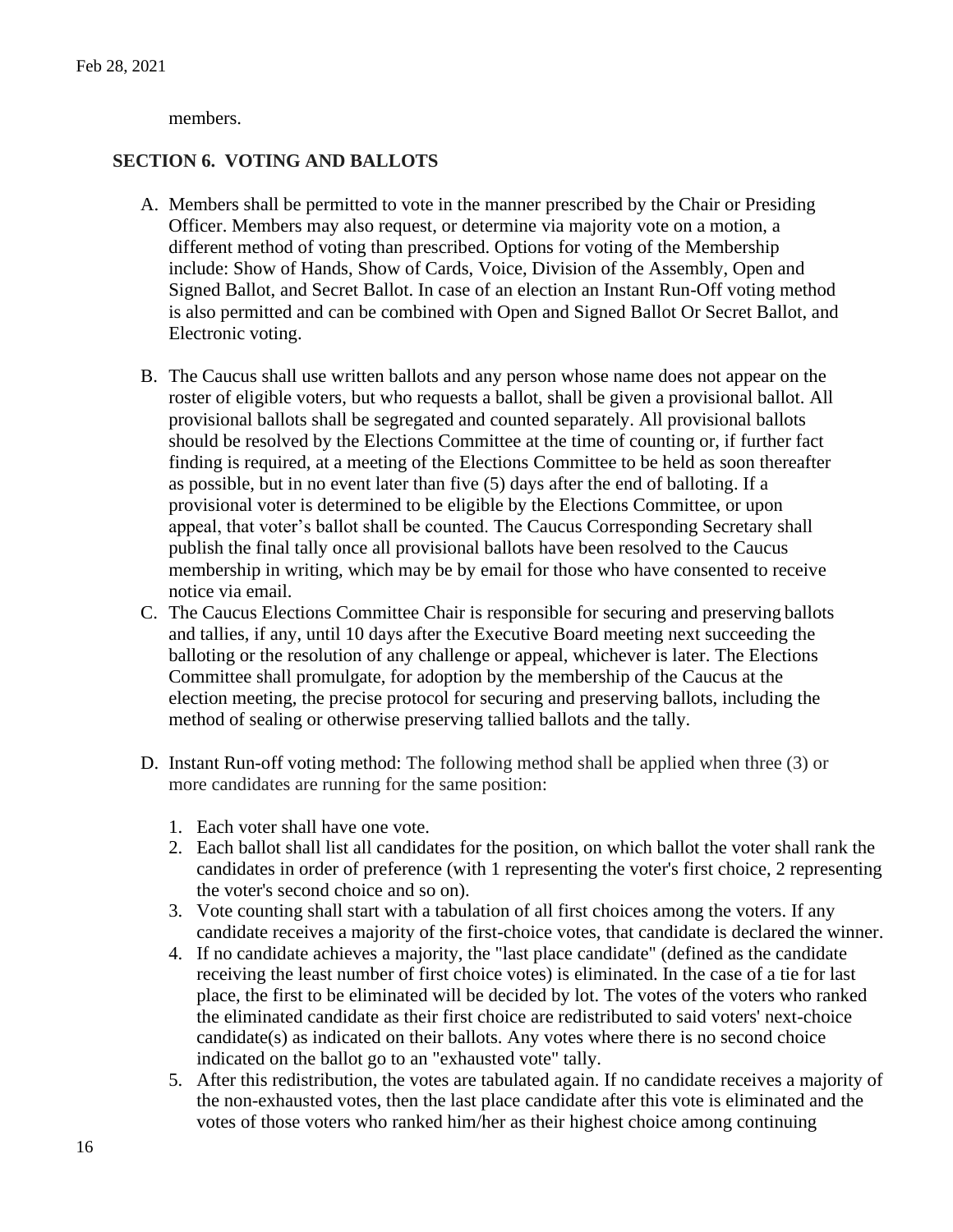members.

## SECTION 6. VOTING AND BALLOTS

A. Members shall be permitted to vote in the manner prescribed by the Chair or Presiding Officer. Members may also request, or determine via majority vote on a motion, a different method of voting than prescribed. Options for voting of the Membership include: Show of Hands, Show of Cards, Voice, Division of the Assembly, Open and Signed Ballot, and Secret Ballot. In case of an election an Instant Run-Off voting method is also permitted and can be combined with Open and Signed Ballot Or Secret Ballot, and Electronic voting.

B. The Caucus shall use written ballots and any person whose name does not appear on the roster of eligible voters, but who requests a ballot, shall be given a provisional ballot. All provisional ballots shall be segregated and counted separately. All provisional ballots should be resolved by the Elections Committee at the time of counting or, if further fact finding is required, at a meeting of the Elections Committee to be held as soon thereafter as possible, but in no event later than five (5) days after the end of balloting. If a provisional voter is determined to be eligible by the Elections Committee, or upon appeal, that voter's ballot shall be counted. The Caucus Corresponding Secretary shall publish the final tally once all provisional ballots have been resolved to the Caucus membership in writing, which may be by email for those who have consented to receive notice via email.

C. The Caucus Elections Committee Chair is responsible for securing and preserving ballots and tallies, if any, until 10 days after the Executive Board meeting next succeeding the balloting or the resolution of any challenge or appeal, whichever is later. The Elections Committee shall promulgate, for adoption by the membership of the Caucus at the election meeting, the precise protocol for securing and preserving ballots, including the method of sealing or otherwise preserving tallied ballots and the tally.

D. Instant Run-off voting method: The following method shall be applied when three (3) or more candidates are running for the same position:

   1. Each voter shall have one vote.
   2. Each ballot shall list all candidates for the position, on which ballot the voter shall rank the candidates in order of preference (with 1 representing the voter's first choice, 2 representing the voter's second choice and so on).
   3. Vote counting shall start with a tabulation of all first choices among the voters. If any candidate receives a majority of the first-choice votes, that candidate is declared the winner.
   4. If no candidate achieves a majority, the "last place candidate" (defined as the candidate receiving the least number of first choice votes) is eliminated. In the case of a tie for last place, the first to be eliminated will be decided by lot. The votes of the voters who ranked the eliminated candidate as their first choice are redistributed to said voters' next-choice candidate(s) as indicated on their ballots. Any votes where there is no second choice indicated on the ballot go to an "exhausted vote" tally.
   5. After this redistribution, the votes are tabulated again. If no candidate receives a majority of the non-exhausted votes, then the last place candidate after this vote is eliminated and the votes of those voters who ranked him/her as their highest choice among continuing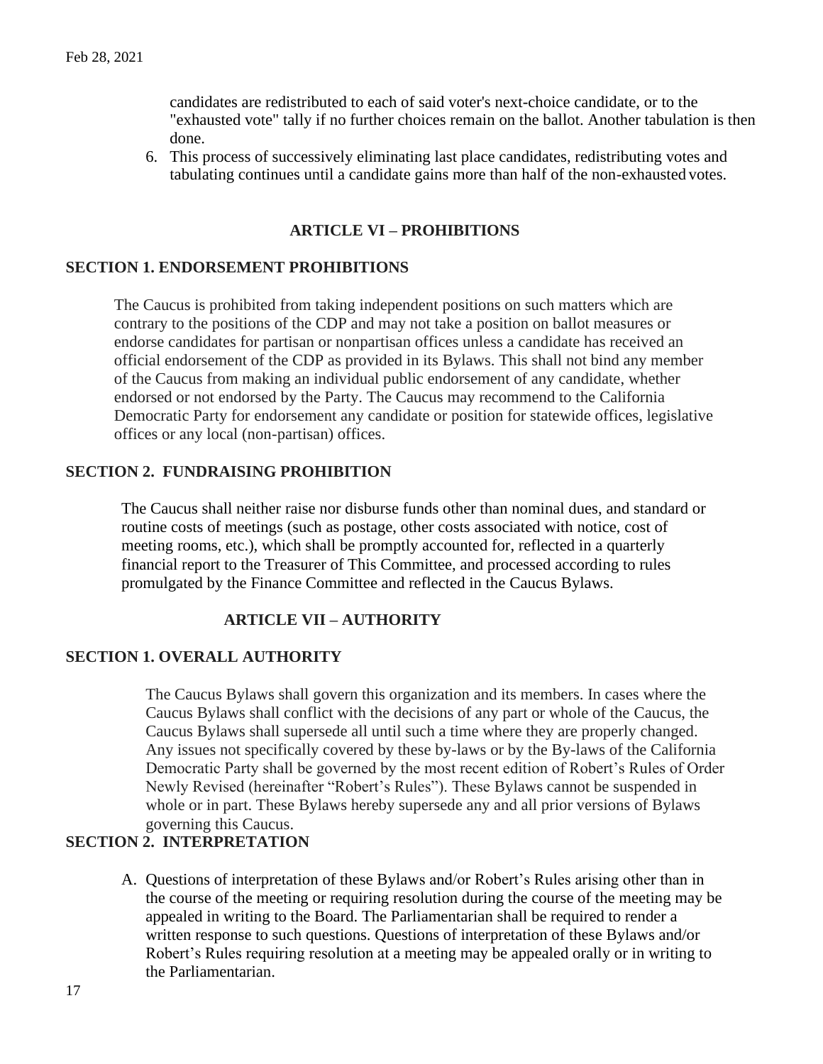candidates are redistributed to each of said voter's next-choice candidate, or to the "exhausted vote" tally if no further choices remain on the ballot. Another tabulation is then done.

6. This process of successively eliminating last place candidates, redistributing votes and tabulating continues until a candidate gains more than half of the non-exhausted votes.

## ARTICLE VI – PROHIBITIONS

### SECTION 1. ENDORSEMENT PROHIBITIONS

The Caucus is prohibited from taking independent positions on such matters which are contrary to the positions of the CDP and may not take a position on ballot measures or endorse candidates for partisan or nonpartisan offices unless a candidate has received an official endorsement of the CDP as provided in its Bylaws. This shall not bind any member of the Caucus from making an individual public endorsement of any candidate, whether endorsed or not endorsed by the Party. The Caucus may recommend to the California Democratic Party for endorsement any candidate or position for statewide offices, legislative offices or any local (non-partisan) offices.

### SECTION 2. FUNDRAISING PROHIBITION

The Caucus shall neither raise nor disburse funds other than nominal dues, and standard or routine costs of meetings (such as postage, other costs associated with notice, cost of meeting rooms, etc.), which shall be promptly accounted for, reflected in a quarterly financial report to the Treasurer of This Committee, and processed according to rules promulgated by the Finance Committee and reflected in the Caucus Bylaws.

## ARTICLE VII – AUTHORITY

### SECTION 1. OVERALL AUTHORITY

The Caucus Bylaws shall govern this organization and its members. In cases where the Caucus Bylaws shall conflict with the decisions of any part or whole of the Caucus, the Caucus Bylaws shall supersede all until such a time where they are properly changed. Any issues not specifically covered by these by-laws or by the By-laws of the California Democratic Party shall be governed by the most recent edition of Robert's Rules of Order Newly Revised (hereinafter "Robert's Rules"). These Bylaws cannot be suspended in whole or in part. These Bylaws hereby supersede any and all prior versions of Bylaws governing this Caucus.

### SECTION 2. INTERPRETATION

A. Questions of interpretation of these Bylaws and/or Robert's Rules arising other than in the course of the meeting or requiring resolution during the course of the meeting may be appealed in writing to the Board. The Parliamentarian shall be required to render a written response to such questions. Questions of interpretation of these Bylaws and/or Robert's Rules requiring resolution at a meeting may be appealed orally or in writing to the Parliamentarian.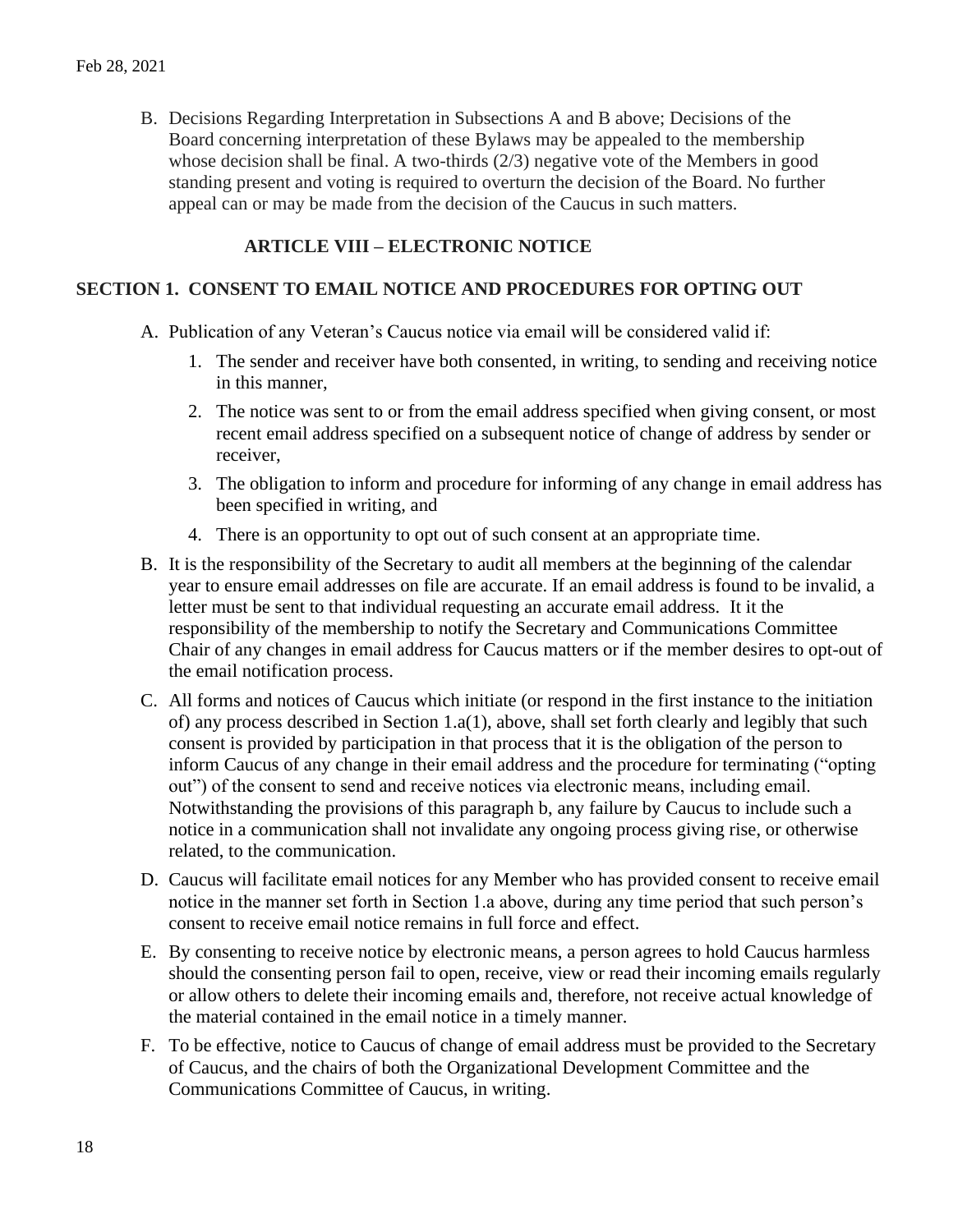Feb 28, 2021

B. Decisions Regarding Interpretation in Subsections A and B above; Decisions of the Board concerning interpretation of these Bylaws may be appealed to the membership whose decision shall be final. A two-thirds (2/3) negative vote of the Members in good standing present and voting is required to overturn the decision of the Board. No further appeal can or may be made from the decision of the Caucus in such matters.

## ARTICLE VIII – ELECTRONIC NOTICE

### SECTION 1. CONSENT TO EMAIL NOTICE AND PROCEDURES FOR OPTING OUT

A. Publication of any Veteran's Caucus notice via email will be considered valid if:

   1. The sender and receiver have both consented, in writing, to sending and receiving notice in this manner,
   2. The notice was sent to or from the email address specified when giving consent, or most recent email address specified on a subsequent notice of change of address by sender or receiver,
   3. The obligation to inform and procedure for informing of any change in email address has been specified in writing, and
   4. There is an opportunity to opt out of such consent at an appropriate time.

B. It is the responsibility of the Secretary to audit all members at the beginning of the calendar year to ensure email addresses on file are accurate. If an email address is found to be invalid, a letter must be sent to that individual requesting an accurate email address. It it the responsibility of the membership to notify the Secretary and Communications Committee Chair of any changes in email address for Caucus matters or if the member desires to opt-out of the email notification process.

C. All forms and notices of Caucus which initiate (or respond in the first instance to the initiation of) any process described in Section 1.a(1), above, shall set forth clearly and legibly that such consent is provided by participation in that process that it is the obligation of the person to inform Caucus of any change in their email address and the procedure for terminating ("opting out") of the consent to send and receive notices via electronic means, including email. Notwithstanding the provisions of this paragraph b, any failure by Caucus to include such a notice in a communication shall not invalidate any ongoing process giving rise, or otherwise related, to the communication.

D. Caucus will facilitate email notices for any Member who has provided consent to receive email notice in the manner set forth in Section 1.a above, during any time period that such person's consent to receive email notice remains in full force and effect.

E. By consenting to receive notice by electronic means, a person agrees to hold Caucus harmless should the consenting person fail to open, receive, view or read their incoming emails regularly or allow others to delete their incoming emails and, therefore, not receive actual knowledge of the material contained in the email notice in a timely manner.

F. To be effective, notice to Caucus of change of email address must be provided to the Secretary of Caucus, and the chairs of both the Organizational Development Committee and the Communications Committee of Caucus, in writing.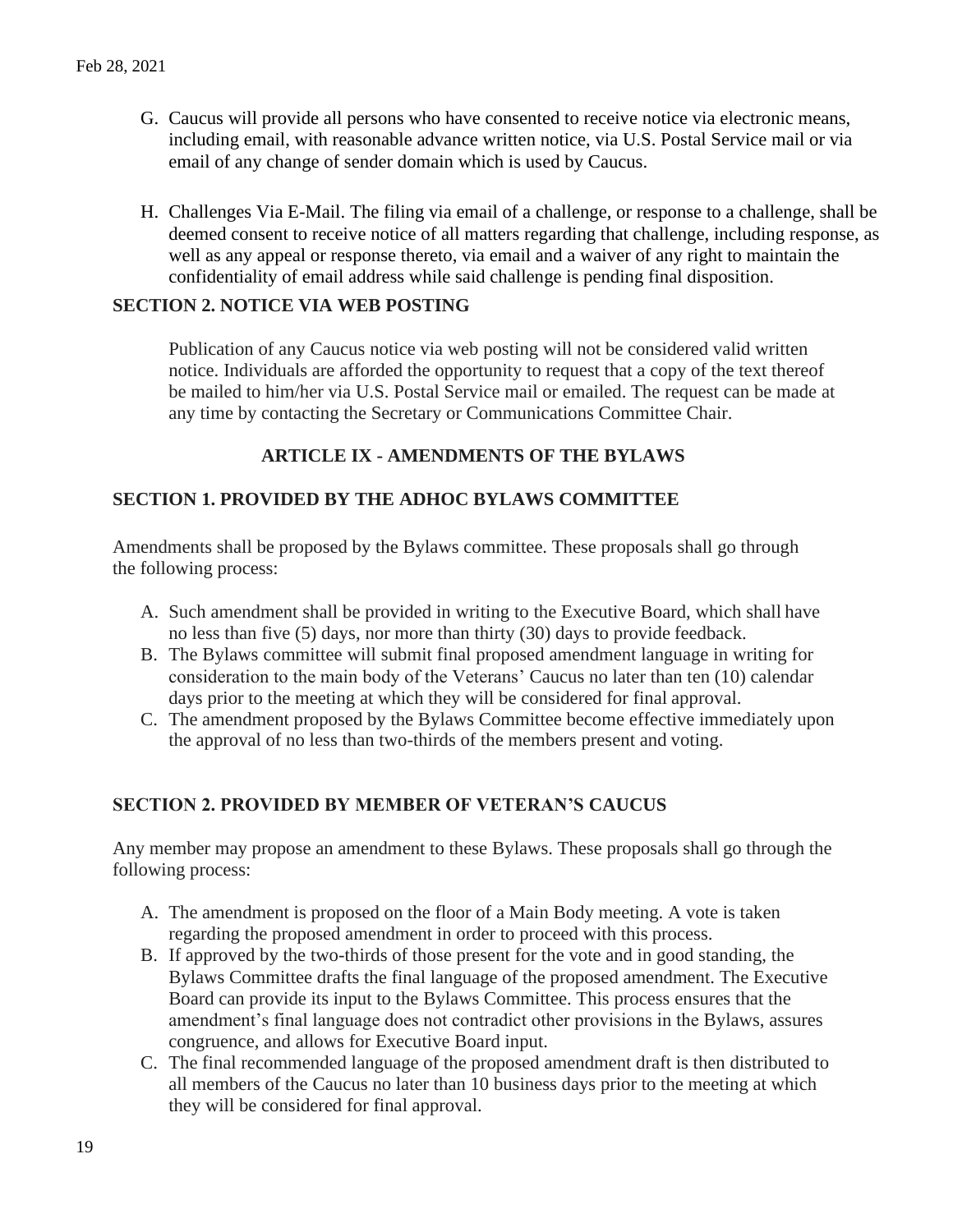G. Caucus will provide all persons who have consented to receive notice via electronic means, including email, with reasonable advance written notice, via U.S. Postal Service mail or via email of any change of sender domain which is used by Caucus.

H. Challenges Via E-Mail. The filing via email of a challenge, or response to a challenge, shall be deemed consent to receive notice of all matters regarding that challenge, including response, as well as any appeal or response thereto, via email and a waiver of any right to maintain the confidentiality of email address while said challenge is pending final disposition.

**SECTION 2. NOTICE VIA WEB POSTING**

Publication of any Caucus notice via web posting will not be considered valid written notice. Individuals are afforded the opportunity to request that a copy of the text thereof be mailed to him/her via U.S. Postal Service mail or emailed. The request can be made at any time by contacting the Secretary or Communications Committee Chair.

## ARTICLE IX - AMENDMENTS OF THE BYLAWS

**SECTION 1. PROVIDED BY THE ADHOC BYLAWS COMMITTEE**

Amendments shall be proposed by the Bylaws committee. These proposals shall go through the following process:

A. Such amendment shall be provided in writing to the Executive Board, which shall have no less than five (5) days, nor more than thirty (30) days to provide feedback.
B. The Bylaws committee will submit final proposed amendment language in writing for consideration to the main body of the Veterans' Caucus no later than ten (10) calendar days prior to the meeting at which they will be considered for final approval.
C. The amendment proposed by the Bylaws Committee become effective immediately upon the approval of no less than two-thirds of the members present and voting.

**SECTION 2. PROVIDED BY MEMBER OF VETERAN'S CAUCUS**

Any member may propose an amendment to these Bylaws. These proposals shall go through the following process:

A. The amendment is proposed on the floor of a Main Body meeting. A vote is taken regarding the proposed amendment in order to proceed with this process.
B. If approved by the two-thirds of those present for the vote and in good standing, the Bylaws Committee drafts the final language of the proposed amendment. The Executive Board can provide its input to the Bylaws Committee. This process ensures that the amendment's final language does not contradict other provisions in the Bylaws, assures congruence, and allows for Executive Board input.
C. The final recommended language of the proposed amendment draft is then distributed to all members of the Caucus no later than 10 business days prior to the meeting at which they will be considered for final approval.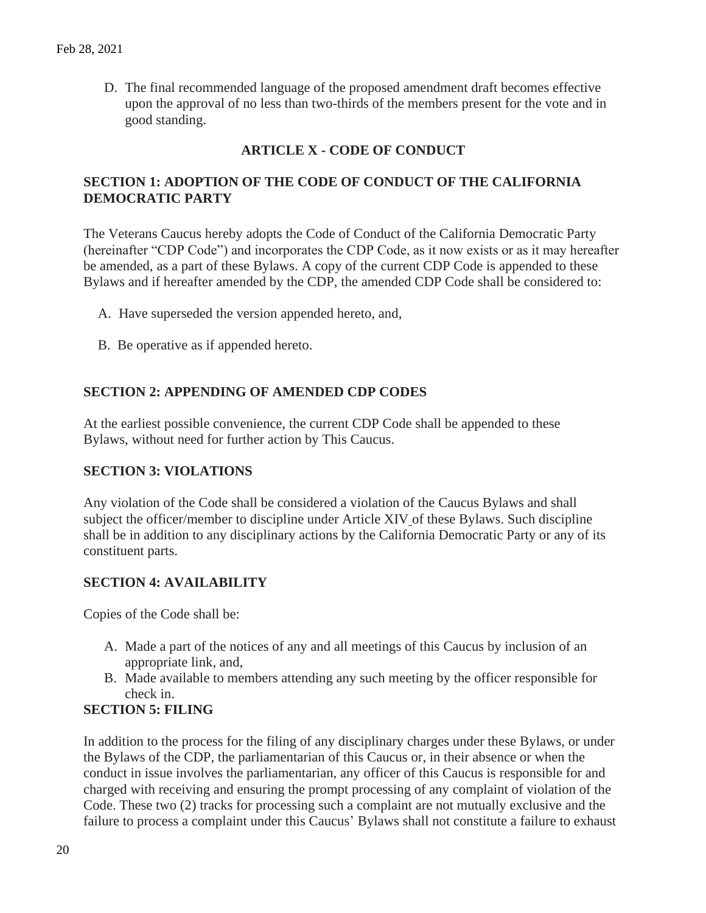D. The final recommended language of the proposed amendment draft becomes effective upon the approval of no less than two-thirds of the members present for the vote and in good standing.

## ARTICLE X - CODE OF CONDUCT

### SECTION 1: ADOPTION OF THE CODE OF CONDUCT OF THE CALIFORNIA DEMOCRATIC PARTY

The Veterans Caucus hereby adopts the Code of Conduct of the California Democratic Party (hereinafter "CDP Code") and incorporates the CDP Code, as it now exists or as it may hereafter be amended, as a part of these Bylaws. A copy of the current CDP Code is appended to these Bylaws and if hereafter amended by the CDP, the amended CDP Code shall be considered to:

A. Have superseded the version appended hereto, and,

B. Be operative as if appended hereto.

### SECTION 2: APPENDING OF AMENDED CDP CODES

At the earliest possible convenience, the current CDP Code shall be appended to these Bylaws, without need for further action by This Caucus.

### SECTION 3: VIOLATIONS

Any violation of the Code shall be considered a violation of the Caucus Bylaws and shall subject the officer/member to discipline under Article XIV of these Bylaws. Such discipline shall be in addition to any disciplinary actions by the California Democratic Party or any of its constituent parts.

### SECTION 4: AVAILABILITY

Copies of the Code shall be:

A. Made a part of the notices of any and all meetings of this Caucus by inclusion of an appropriate link, and,
B. Made available to members attending any such meeting by the officer responsible for check in.

### SECTION 5: FILING

In addition to the process for the filing of any disciplinary charges under these Bylaws, or under the Bylaws of the CDP, the parliamentarian of this Caucus or, in their absence or when the conduct in issue involves the parliamentarian, any officer of this Caucus is responsible for and charged with receiving and ensuring the prompt processing of any complaint of violation of the Code. These two (2) tracks for processing such a complaint are not mutually exclusive and the failure to process a complaint under this Caucus' Bylaws shall not constitute a failure to exhaust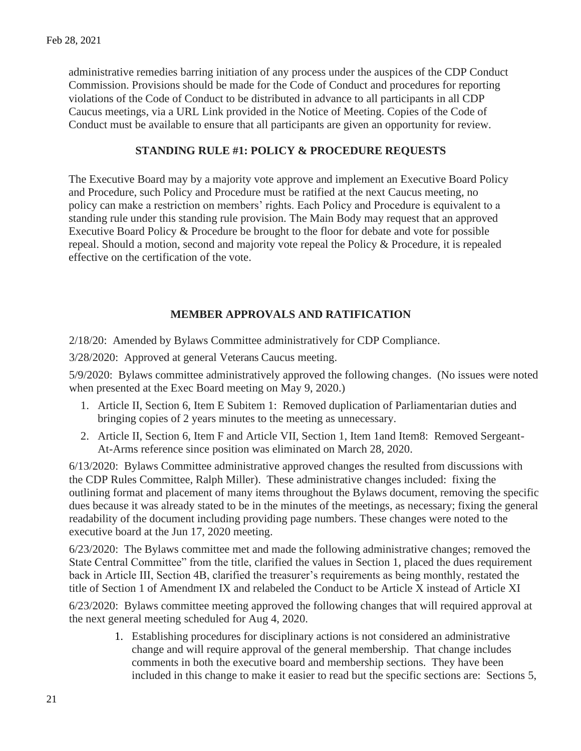administrative remedies barring initiation of any process under the auspices of the CDP Conduct Commission. Provisions should be made for the Code of Conduct and procedures for reporting violations of the Code of Conduct to be distributed in advance to all participants in all CDP Caucus meetings, via a URL Link provided in the Notice of Meeting. Copies of the Code of Conduct must be available to ensure that all participants are given an opportunity for review.

## STANDING RULE #1: POLICY & PROCEDURE REQUESTS

The Executive Board may by a majority vote approve and implement an Executive Board Policy and Procedure, such Policy and Procedure must be ratified at the next Caucus meeting, no policy can make a restriction on members' rights. Each Policy and Procedure is equivalent to a standing rule under this standing rule provision. The Main Body may request that an approved Executive Board Policy & Procedure be brought to the floor for debate and vote for possible repeal. Should a motion, second and majority vote repeal the Policy & Procedure, it is repealed effective on the certification of the vote.

## MEMBER APPROVALS AND RATIFICATION

2/18/20: Amended by Bylaws Committee administratively for CDP Compliance.

3/28/2020: Approved at general Veterans Caucus meeting.

5/9/2020: Bylaws committee administratively approved the following changes. (No issues were noted when presented at the Exec Board meeting on May 9, 2020.)

1. Article II, Section 6, Item E Subitem 1: Removed duplication of Parliamentarian duties and bringing copies of 2 years minutes to the meeting as unnecessary.
2. Article II, Section 6, Item F and Article VII, Section 1, Item 1and Item8: Removed Sergeant-At-Arms reference since position was eliminated on March 28, 2020.

6/13/2020: Bylaws Committee administrative approved changes the resulted from discussions with the CDP Rules Committee, Ralph Miller). These administrative changes included: fixing the outlining format and placement of many items throughout the Bylaws document, removing the specific dues because it was already stated to be in the minutes of the meetings, as necessary; fixing the general readability of the document including providing page numbers. These changes were noted to the executive board at the Jun 17, 2020 meeting.

6/23/2020: The Bylaws committee met and made the following administrative changes; removed the State Central Committee" from the title, clarified the values in Section 1, placed the dues requirement back in Article III, Section 4B, clarified the treasurer's requirements as being monthly, restated the title of Section 1 of Amendment IX and relabeled the Conduct to be Article X instead of Article XI

6/23/2020: Bylaws committee meeting approved the following changes that will required approval at the next general meeting scheduled for Aug 4, 2020.

1. Establishing procedures for disciplinary actions is not considered an administrative change and will require approval of the general membership. That change includes comments in both the executive board and membership sections. They have been included in this change to make it easier to read but the specific sections are: Sections 5,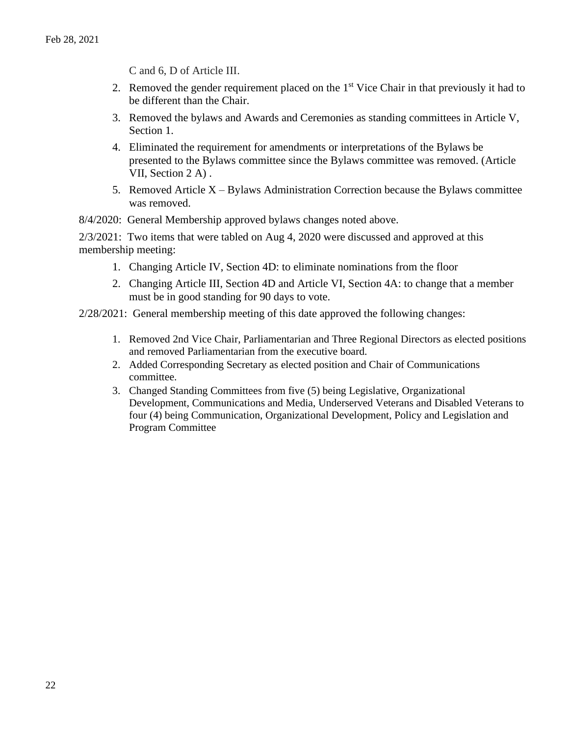C and 6, D of Article III.

2. Removed the gender requirement placed on the 1st Vice Chair in that previously it had to be different than the Chair.
3. Removed the bylaws and Awards and Ceremonies as standing committees in Article V, Section 1.
4. Eliminated the requirement for amendments or interpretations of the Bylaws be presented to the Bylaws committee since the Bylaws committee was removed. (Article VII, Section 2 A) .
5. Removed Article X – Bylaws Administration Correction because the Bylaws committee was removed.

8/4/2020: General Membership approved bylaws changes noted above.

2/3/2021: Two items that were tabled on Aug 4, 2020 were discussed and approved at this membership meeting:

1. Changing Article IV, Section 4D: to eliminate nominations from the floor
2. Changing Article III, Section 4D and Article VI, Section 4A: to change that a member must be in good standing for 90 days to vote.

2/28/2021: General membership meeting of this date approved the following changes:

1. Removed 2nd Vice Chair, Parliamentarian and Three Regional Directors as elected positions and removed Parliamentarian from the executive board.
2. Added Corresponding Secretary as elected position and Chair of Communications committee.
3. Changed Standing Committees from five (5) being Legislative, Organizational Development, Communications and Media, Underserved Veterans and Disabled Veterans to four (4) being Communication, Organizational Development, Policy and Legislation and Program Committee